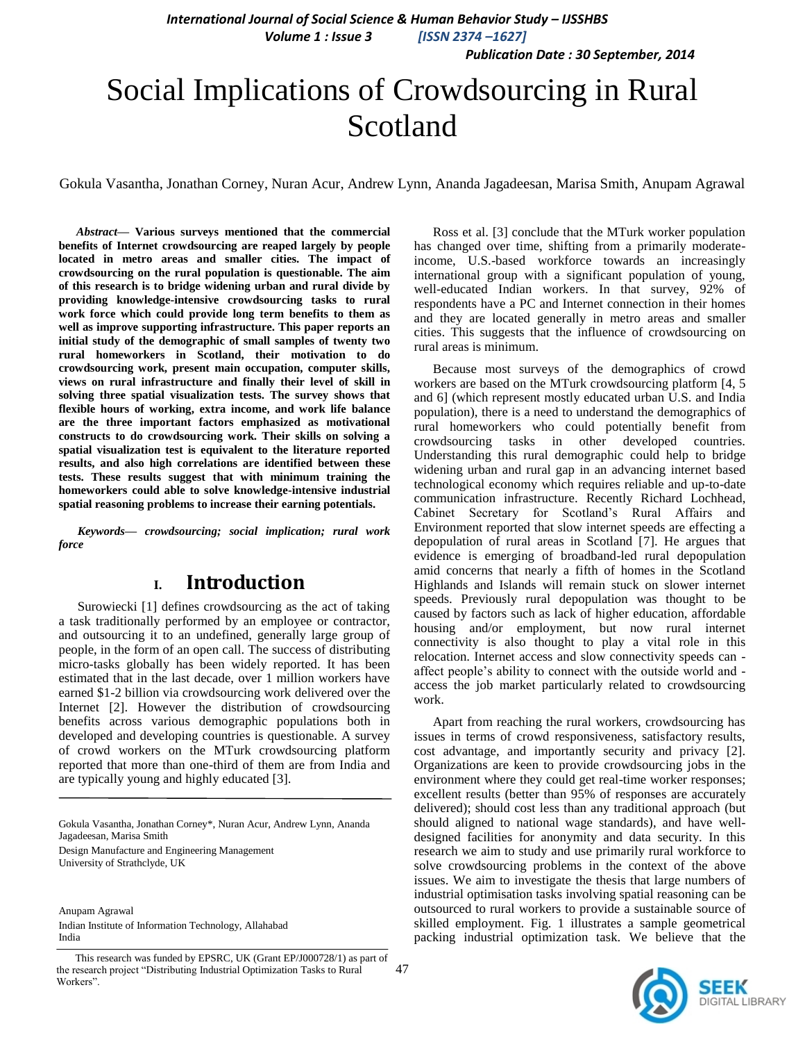# Social Implications of Crowdsourcing in Rural Scotland

Gokula Vasantha, Jonathan Corney, Nuran Acur, Andrew Lynn, Ananda Jagadeesan, Marisa Smith, Anupam Agrawal

***Abstract*— Various surveys mentioned that the commercial benefits of Internet crowdsourcing are reaped largely by people located in metro areas and smaller cities. The impact of crowdsourcing on the rural population is questionable. The aim of this research is to bridge widening urban and rural divide by providing knowledge-intensive crowdsourcing tasks to rural work force which could provide long term benefits to them as well as improve supporting infrastructure. This paper reports an initial study of the demographic of small samples of twenty two rural homeworkers in Scotland, their motivation to do crowdsourcing work, present main occupation, computer skills, views on rural infrastructure and finally their level of skill in solving three spatial visualization tests. The survey shows that flexible hours of working, extra income, and work life balance are the three important factors emphasized as motivational constructs to do crowdsourcing work. Their skills on solving a spatial visualization test is equivalent to the literature reported results, and also high correlations are identified between these tests. These results suggest that with minimum training the homeworkers could able to solve knowledge-intensive industrial spatial reasoning problems to increase their earning potentials.**

***Keywords*— crowdsourcing; social implication; rural work force**

## I. Introduction

Surowiecki [1] defines crowdsourcing as the act of taking a task traditionally performed by an employee or contractor, and outsourcing it to an undefined, generally large group of people, in the form of an open call. The success of distributing micro-tasks globally has been widely reported. It has been estimated that in the last decade, over 1 million workers have earned $1-2 billion via crowdsourcing work delivered over the Internet [2]. However the distribution of crowdsourcing benefits across various demographic populations both in developed and developing countries is questionable. A survey of crowd workers on the MTurk crowdsourcing platform reported that more than one-third of them are from India and are typically young and highly educated [3].

Ross et al. [3] conclude that the MTurk worker population has changed over time, shifting from a primarily moderate-income, U.S.-based workforce towards an increasingly international group with a significant population of young, well-educated Indian workers. In that survey, 92% of respondents have a PC and Internet connection in their homes and they are located generally in metro areas and smaller cities. This suggests that the influence of crowdsourcing on rural areas is minimum.

Because most surveys of the demographics of crowd workers are based on the MTurk crowdsourcing platform [4, 5 and 6] (which represent mostly educated urban U.S. and India population), there is a need to understand the demographics of rural homeworkers who could potentially benefit from crowdsourcing tasks in other developed countries. Understanding this rural demographic could help to bridge widening urban and rural gap in an advancing internet based technological economy which requires reliable and up-to-date communication infrastructure. Recently Richard Lochhead, Cabinet Secretary for Scotland's Rural Affairs and Environment reported that slow internet speeds are effecting a depopulation of rural areas in Scotland [7]. He argues that evidence is emerging of broadband-led rural depopulation amid concerns that nearly a fifth of homes in the Scotland Highlands and Islands will remain stuck on slower internet speeds. Previously rural depopulation was thought to be caused by factors such as lack of higher education, affordable housing and/or employment, but now rural internet connectivity is also thought to play a vital role in this relocation. Internet access and slow connectivity speeds can - affect people's ability to connect with the outside world and - access the job market particularly related to crowdsourcing work.

Apart from reaching the rural workers, crowdsourcing has issues in terms of crowd responsiveness, satisfactory results, cost advantage, and importantly security and privacy [2]. Organizations are keen to provide crowdsourcing jobs in the environment where they could get real-time worker responses; excellent results (better than 95% of responses are accurately delivered); should cost less than any traditional approach (but should aligned to national wage standards), and have well-designed facilities for anonymity and data security. In this research we aim to study and use primarily rural workforce to solve crowdsourcing problems in the context of the above issues. We aim to investigate the thesis that large numbers of industrial optimisation tasks involving spatial reasoning can be outsourced to rural workers to provide a sustainable source of skilled employment. Fig. 1 illustrates a sample geometrical packing industrial optimization task. We believe that the

---

Gokula Vasantha, Jonathan Corney*, Nuran Acur, Andrew Lynn, Ananda Jagadeesan, Marisa Smith
Design Manufacture and Engineering Management
University of Strathclyde, UK

Anupam Agrawal
Indian Institute of Information Technology, Allahabad
India

This research was funded by EPSRC, UK (Grant EP/J000728/1) as part of the research project "Distributing Industrial Optimization Tasks to Rural Workers".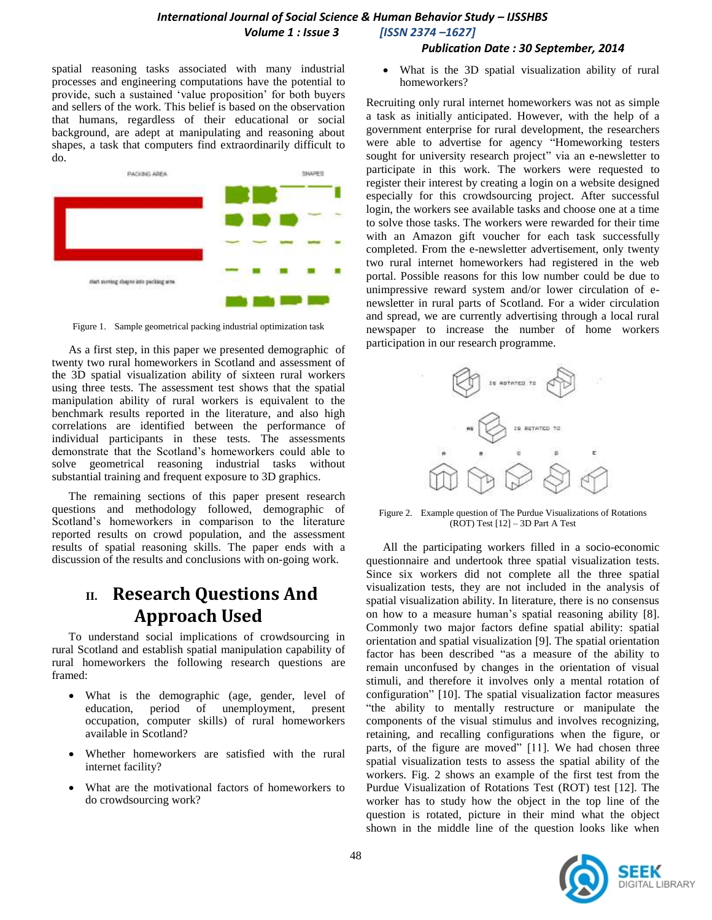spatial reasoning tasks associated with many industrial processes and engineering computations have the potential to provide, such a sustained 'value proposition' for both buyers and sellers of the work. This belief is based on the observation that humans, regardless of their educational or social background, are adept at manipulating and reasoning about shapes, a task that computers find extraordinarily difficult to do.

Figure 1. Sample geometrical packing industrial optimization task

As a first step, in this paper we presented demographic of twenty two rural homeworkers in Scotland and assessment of the 3D spatial visualization ability of sixteen rural workers using three tests. The assessment test shows that the spatial manipulation ability of rural workers is equivalent to the benchmark results reported in the literature, and also high correlations are identified between the performance of individual participants in these tests. The assessments demonstrate that the Scotland's homeworkers could able to solve geometrical reasoning industrial tasks without substantial training and frequent exposure to 3D graphics.

The remaining sections of this paper present research questions and methodology followed, demographic of Scotland's homeworkers in comparison to the literature reported results on crowd population, and the assessment results of spatial reasoning skills. The paper ends with a discussion of the results and conclusions with on-going work.

## II. Research Questions And Approach Used

To understand social implications of crowdsourcing in rural Scotland and establish spatial manipulation capability of rural homeworkers the following research questions are framed:

- What is the demographic (age, gender, level of education, period of unemployment, present occupation, computer skills) of rural homeworkers available in Scotland?
- Whether homeworkers are satisfied with the rural internet facility?
- What are the motivational factors of homeworkers to do crowdsourcing work?
- What is the 3D spatial visualization ability of rural homeworkers?

Recruiting only rural internet homeworkers was not as simple a task as initially anticipated. However, with the help of a government enterprise for rural development, the researchers were able to advertise for agency "Homeworking testers sought for university research project" via an e-newsletter to participate in this work. The workers were requested to register their interest by creating a login on a website designed especially for this crowdsourcing project. After successful login, the workers see available tasks and choose one at a time to solve those tasks. The workers were rewarded for their time with an Amazon gift voucher for each task successfully completed. From the e-newsletter advertisement, only twenty two rural internet homeworkers had registered in the web portal. Possible reasons for this low number could be due to unimpressive reward system and/or lower circulation of e-newsletter in rural parts of Scotland. For a wider circulation and spread, we are currently advertising through a local rural newspaper to increase the number of home workers participation in our research programme.

Figure 2. Example question of The Purdue Visualizations of Rotations (ROT) Test [12] – 3D Part A Test

All the participating workers filled in a socio-economic questionnaire and undertook three spatial visualization tests. Since six workers did not complete all the three spatial visualization tests, they are not included in the analysis of spatial visualization ability. In literature, there is no consensus on how to a measure human's spatial reasoning ability [8]. Commonly two major factors define spatial ability: spatial orientation and spatial visualization [9]. The spatial orientation factor has been described "as a measure of the ability to remain unconfused by changes in the orientation of visual stimuli, and therefore it involves only a mental rotation of configuration" [10]. The spatial visualization factor measures "the ability to mentally restructure or manipulate the components of the visual stimulus and involves recognizing, retaining, and recalling configurations when the figure, or parts, of the figure are moved" [11]. We had chosen three spatial visualization tests to assess the spatial ability of the workers. Fig. 2 shows an example of the first test from the Purdue Visualization of Rotations Test (ROT) test [12]. The worker has to study how the object in the top line of the question is rotated, picture in their mind what the object shown in the middle line of the question looks like when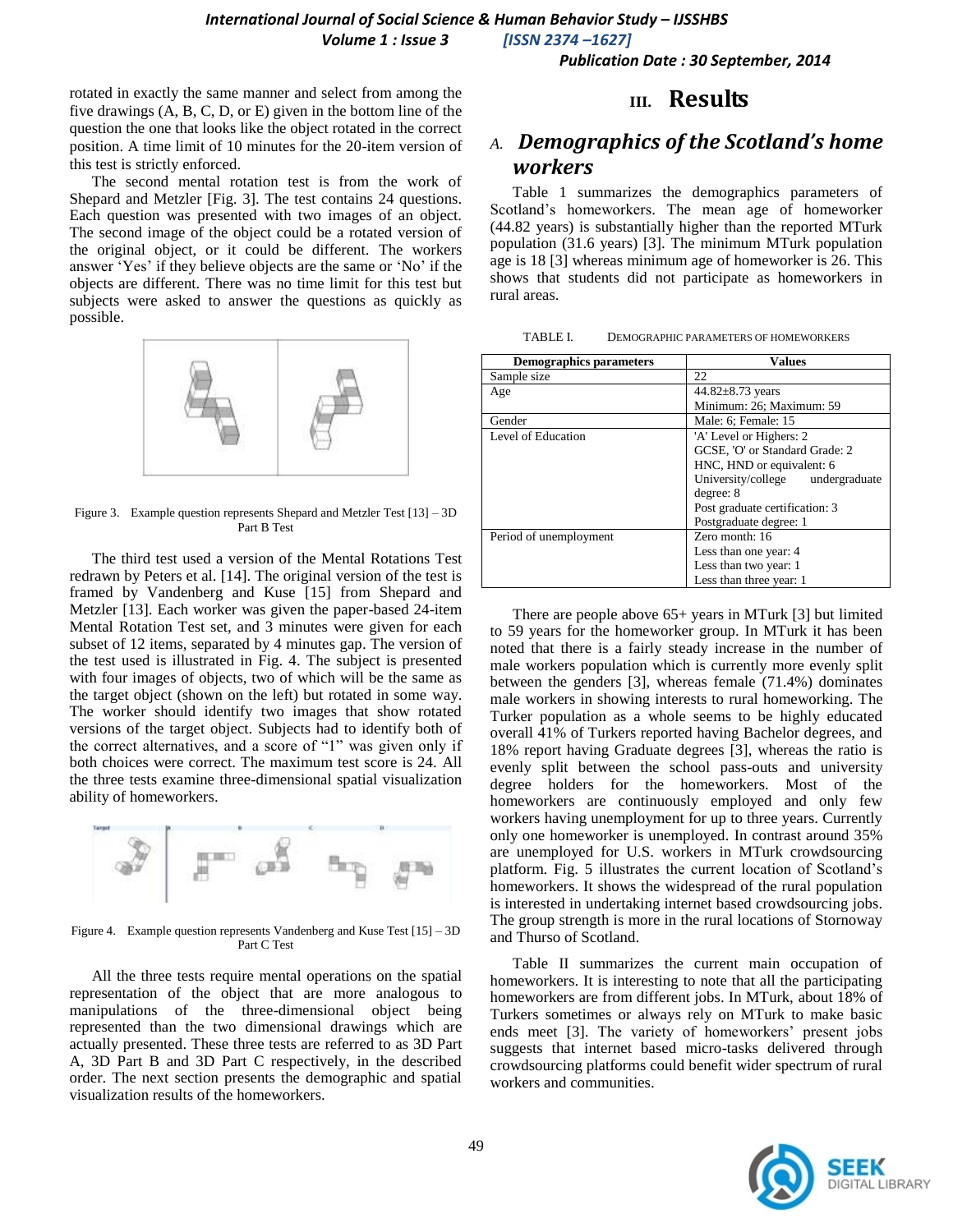rotated in exactly the same manner and select from among the five drawings (A, B, C, D, or E) given in the bottom line of the question the one that looks like the object rotated in the correct position. A time limit of 10 minutes for the 20-item version of this test is strictly enforced.

The second mental rotation test is from the work of Shepard and Metzler [Fig. 3]. The test contains 24 questions. Each question was presented with two images of an object. The second image of the object could be a rotated version of the original object, or it could be different. The workers answer 'Yes' if they believe objects are the same or 'No' if the objects are different. There was no time limit for this test but subjects were asked to answer the questions as quickly as possible.

Figure 3. Example question represents Shepard and Metzler Test [13] – 3D Part B Test

The third test used a version of the Mental Rotations Test redrawn by Peters et al. [14]. The original version of the test is framed by Vandenberg and Kuse [15] from Shepard and Metzler [13]. Each worker was given the paper-based 24-item Mental Rotation Test set, and 3 minutes were given for each subset of 12 items, separated by 4 minutes gap. The version of the test used is illustrated in Fig. 4. The subject is presented with four images of objects, two of which will be the same as the target object (shown on the left) but rotated in some way. The worker should identify two images that show rotated versions of the target object. Subjects had to identify both of the correct alternatives, and a score of "1" was given only if both choices were correct. The maximum test score is 24. All the three tests examine three-dimensional spatial visualization ability of homeworkers.

Figure 4. Example question represents Vandenberg and Kuse Test [15] – 3D Part C Test

All the three tests require mental operations on the spatial representation of the object that are more analogous to manipulations of the three-dimensional object being represented than the two dimensional drawings which are actually presented. These three tests are referred to as 3D Part A, 3D Part B and 3D Part C respectively, in the described order. The next section presents the demographic and spatial visualization results of the homeworkers.

# III. Results

## A. *Demographics of the Scotland's home workers*

Table 1 summarizes the demographics parameters of Scotland's homeworkers. The mean age of homeworker (44.82 years) is substantially higher than the reported MTurk population (31.6 years) [3]. The minimum MTurk population age is 18 [3] whereas minimum age of homeworker is 26. This shows that students did not participate as homeworkers in rural areas.

TABLE I. DEMOGRAPHIC PARAMETERS OF HOMEWORKERS

| Demographics parameters | Values |
|---|---|
| Sample size | 22 |
| Age | 44.82±8.73 years<br>Minimum: 26; Maximum: 59 |
| Gender | Male: 6; Female: 15 |
| Level of Education | 'A' Level or Highers: 2<br>GCSE, 'O' or Standard Grade: 2<br>HNC, HND or equivalent: 6<br>University/college undergraduate degree: 8<br>Post graduate certification: 3<br>Postgraduate degree: 1 |
| Period of unemployment | Zero month: 16<br>Less than one year: 4<br>Less than two year: 1<br>Less than three year: 1 |

There are people above 65+ years in MTurk [3] but limited to 59 years for the homeworker group. In MTurk it has been noted that there is a fairly steady increase in the number of male workers population which is currently more evenly split between the genders [3], whereas female (71.4%) dominates male workers in showing interests to rural homeworking. The Turker population as a whole seems to be highly educated overall 41% of Turkers reported having Bachelor degrees, and 18% report having Graduate degrees [3], whereas the ratio is evenly split between the school pass-outs and university degree holders for the homeworkers. Most of the homeworkers are continuously employed and only few workers having unemployment for up to three years. Currently only one homeworker is unemployed. In contrast around 35% are unemployed for U.S. workers in MTurk crowdsourcing platform. Fig. 5 illustrates the current location of Scotland's homeworkers. It shows the widespread of the rural population is interested in undertaking internet based crowdsourcing jobs. The group strength is more in the rural locations of Stornoway and Thurso of Scotland.

Table II summarizes the current main occupation of homeworkers. It is interesting to note that all the participating homeworkers are from different jobs. In MTurk, about 18% of Turkers sometimes or always rely on MTurk to make basic ends meet [3]. The variety of homeworkers' present jobs suggests that internet based micro-tasks delivered through crowdsourcing platforms could benefit wider spectrum of rural workers and communities.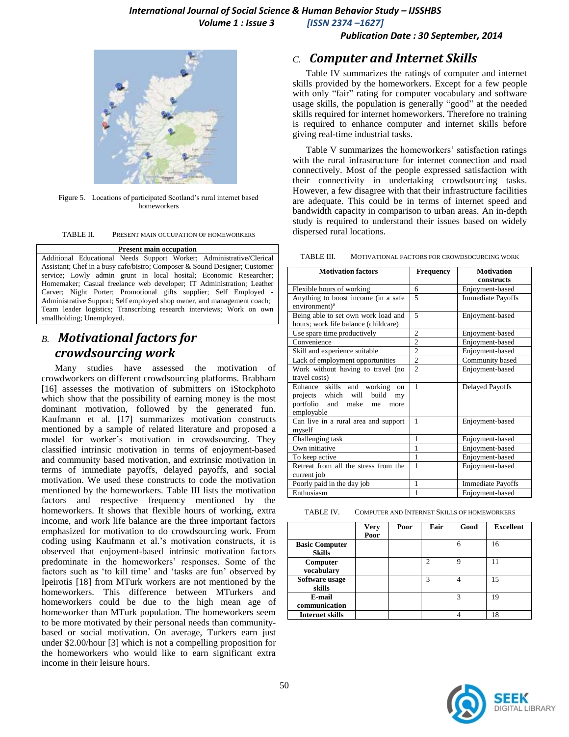Figure 5. Locations of participated Scotland's rural internet based homeworkers

TABLE II. PRESENT MAIN OCCUPATION OF HOMEWORKERS

| Present main occupation |
|---|
| Additional Educational Needs Support Worker; Administrative/Clerical Assistant; Chef in a busy cafe/bistro; Composer & Sound Designer; Customer service; Lowly admin grunt in local hosital; Economic Researcher; Homemaker; Casual freelance web developer; IT Administration; Leather Carver; Night Porter; Promotional gifts supplier; Self Employed - Administrative Support; Self employed shop owner, and management coach; Team leader logistics; Transcribing research interviews; Work on own smallholding; Unemployed. |

## B. *Motivational factors for crowdsourcing work*

Many studies have assessed the motivation of crowdworkers on different crowdsourcing platforms. Brabham [16] assesses the motivation of submitters on iStockphoto which show that the possibility of earning money is the most dominant motivation, followed by the generated fun. Kaufmann et al. [17] summarizes motivation constructs mentioned by a sample of related literature and proposed a model for worker's motivation in crowdsourcing. They classified intrinsic motivation in terms of enjoyment-based and community based motivation, and extrinsic motivation in terms of immediate payoffs, delayed payoffs, and social motivation. We used these constructs to code the motivation mentioned by the homeworkers. Table III lists the motivation factors and respective frequency mentioned by the homeworkers. It shows that flexible hours of working, extra income, and work life balance are the three important factors emphasized for motivation to do crowdsourcing work. From coding using Kaufmann et al.'s motivation constructs, it is observed that enjoyment-based intrinsic motivation factors predominate in the homeworkers' responses. Some of the factors such as 'to kill time' and 'tasks are fun' observed by Ipeirotis [18] from MTurk workers are not mentioned by the homeworkers. This difference between MTurkers and homeworkers could be due to the high mean age of homeworker than MTurk population. The homeworkers seem to be more motivated by their personal needs than community-based or social motivation. On average, Turkers earn just under $2.00/hour [3] which is not a compelling proposition for the homeworkers who would like to earn significant extra income in their leisure hours.

## C. *Computer and Internet Skills*

Table IV summarizes the ratings of computer and internet skills provided by the homeworkers. Except for a few people with only "fair" rating for computer vocabulary and software usage skills, the population is generally "good" at the needed skills required for internet homeworkers. Therefore no training is required to enhance computer and internet skills before giving real-time industrial tasks.

Table V summarizes the homeworkers' satisfaction ratings with the rural infrastructure for internet connection and road connectively. Most of the people expressed satisfaction with their connectivity in undertaking crowdsourcing tasks. However, a few disagree with that their infrastructure facilities are adequate. This could be in terms of internet speed and bandwidth capacity in comparison to urban areas. An in-depth study is required to understand their issues based on widely dispersed rural locations.

TABLE III. MOTIVATIONAL FACTORS FOR CROWDSOCURCING WORK

| Motivation factors | Frequency | Motivation constructs |
|---|---|---|
| Flexible hours of working | 6 | Enjoyment-based |
| Anything to boost income (in a safe environment)[a] | 5 | Immediate Payoffs |
| Being able to set own work load and hours; work life balance (childcare) | 5 | Enjoyment-based |
| Use spare time productively | 2 | Enjoyment-based |
| Convenience | 2 | Enjoyment-based |
| Skill and experience suitable | 2 | Enjoyment-based |
| Lack of employment opportunities | 2 | Community based |
| Work without having to travel (no travel costs) | 2 | Enjoyment-based |
| Enhance skills and working on projects which will build my portfolio and make me more employable | 1 | Delayed Payoffs |
| Can live in a rural area and support myself | 1 | Enjoyment-based |
| Challenging task | 1 | Enjoyment-based |
| Own initiative | 1 | Enjoyment-based |
| To keep active | 1 | Enjoyment-based |
| Retreat from all the stress from the current job | 1 | Enjoyment-based |
| Poorly paid in the day job | 1 | Immediate Payoffs |
| Enthusiasm | 1 | Enjoyment-based |

TABLE IV. COMPUTER AND INTERNET SKILLS OF HOMEWORKERS

| | Very Poor | Poor | Fair | Good | Excellent |
|---|---|---|---|---|---|
| **Basic Computer Skills** | | | | 6 | 16 |
| **Computer vocabulary** | | | 2 | 9 | 11 |
| **Software usage skills** | | | 3 | 4 | 15 |
| **E-mail communication** | | | | 3 | 19 |
| **Internet skills** | | | | 4 | 18 |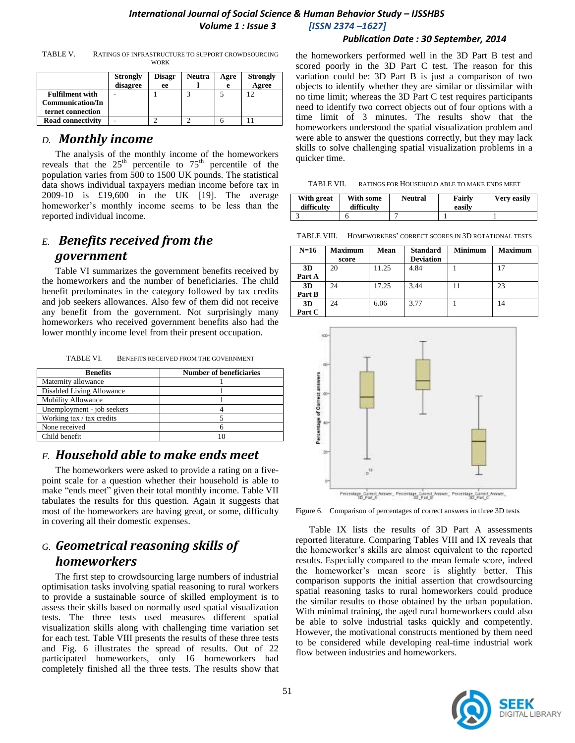TABLE V. RATINGS OF INFRASTRUCTURE TO SUPPORT CROWDSOURCING WORK

| | Strongly disagree | Disagree | Neutral | Agree | Strongly Agree |
|---|---|---|---|---|---|
| Fulfilment with Communication/Internet connection | - | 1 | 3 | 5 | 12 |
| Road connectivity | - | 2 | 2 | 6 | 11 |

## D. *Monthly income*

The analysis of the monthly income of the homeworkers reveals that the 25th percentile to 75th percentile of the population varies from 500 to 1500 UK pounds. The statistical data shows individual taxpayers median income before tax in 2009-10 is £19,600 in the UK [19]. The average homeworker's monthly income seems to be less than the reported individual income.

## E. *Benefits received from the government*

Table VI summarizes the government benefits received by the homeworkers and the number of beneficiaries. The child benefit predominates in the category followed by tax credits and job seekers allowances. Also few of them did not receive any benefit from the government. Not surprisingly many homeworkers who received government benefits also had the lower monthly income level from their present occupation.

TABLE VI. BENEFITS RECEIVED FROM THE GOVERNMENT

| Benefits | Number of beneficiaries |
|---|---|
| Maternity allowance | 1 |
| Disabled Living Allowance | 1 |
| Mobility Allowance | 1 |
| Unemployment - job seekers | 4 |
| Working tax / tax credits | 5 |
| None received | 6 |
| Child benefit | 10 |

## F. *Household able to make ends meet*

The homeworkers were asked to provide a rating on a five-point scale for a question whether their household is able to make "ends meet" given their total monthly income. Table VII tabulates the results for this question. Again it suggests that most of the homeworkers are having great, or some, difficulty in covering all their domestic expenses.

## G. *Geometrical reasoning skills of homeworkers*

The first step to crowdsourcing large numbers of industrial optimisation tasks involving spatial reasoning to rural workers to provide a sustainable source of skilled employment is to assess their skills based on normally used spatial visualization tests. The three tests used measures different spatial visualization skills along with challenging time variation set for each test. Table VIII presents the results of these three tests and Fig. 6 illustrates the spread of results. Out of 22 participated homeworkers, only 16 homeworkers had completely finished all the three tests. The results show that the homeworkers performed well in the 3D Part B test and scored poorly in the 3D Part C test. The reason for this variation could be: 3D Part B is just a comparison of two objects to identify whether they are similar or dissimilar with no time limit; whereas the 3D Part C test requires participants need to identify two correct objects out of four options with a time limit of 3 minutes. The results show that the homeworkers understood the spatial visualization problem and were able to answer the questions correctly, but they may lack skills to solve challenging spatial visualization problems in a quicker time.

TABLE VII. RATINGS FOR HOUSEHOLD ABLE TO MAKE ENDS MEET

| With great difficulty | With some difficulty | Neutral | Fairly easily | Very easily |
|---|---|---|---|---|
| 3 | 6 | 7 | 1 | 1 |

TABLE VIII. HOMEWORKERS' CORRECT SCORES IN 3D ROTATIONAL TESTS

| N=16 | Maximum score | Mean | Standard Deviation | Minimum | Maximum |
|---|---|---|---|---|---|
| 3D Part A | 20 | 11.25 | 4.84 | 1 | 17 |
| 3D Part B | 24 | 17.25 | 3.44 | 11 | 23 |
| 3D Part C | 24 | 6.06 | 3.77 | 1 | 14 |

Figure 6. Comparison of percentages of correct answers in three 3D tests

Table IX lists the results of 3D Part A assessments reported literature. Comparing Tables VIII and IX reveals that the homeworker's skills are almost equivalent to the reported results. Especially compared to the mean female score, indeed the homeworker's mean score is slightly better. This comparison supports the initial assertion that crowdsourcing spatial reasoning tasks to rural homeworkers could produce the similar results to those obtained by the urban population. With minimal training, the aged rural homeworkers could also be able to solve industrial tasks quickly and competently. However, the motivational constructs mentioned by them need to be considered while developing real-time industrial work flow between industries and homeworkers.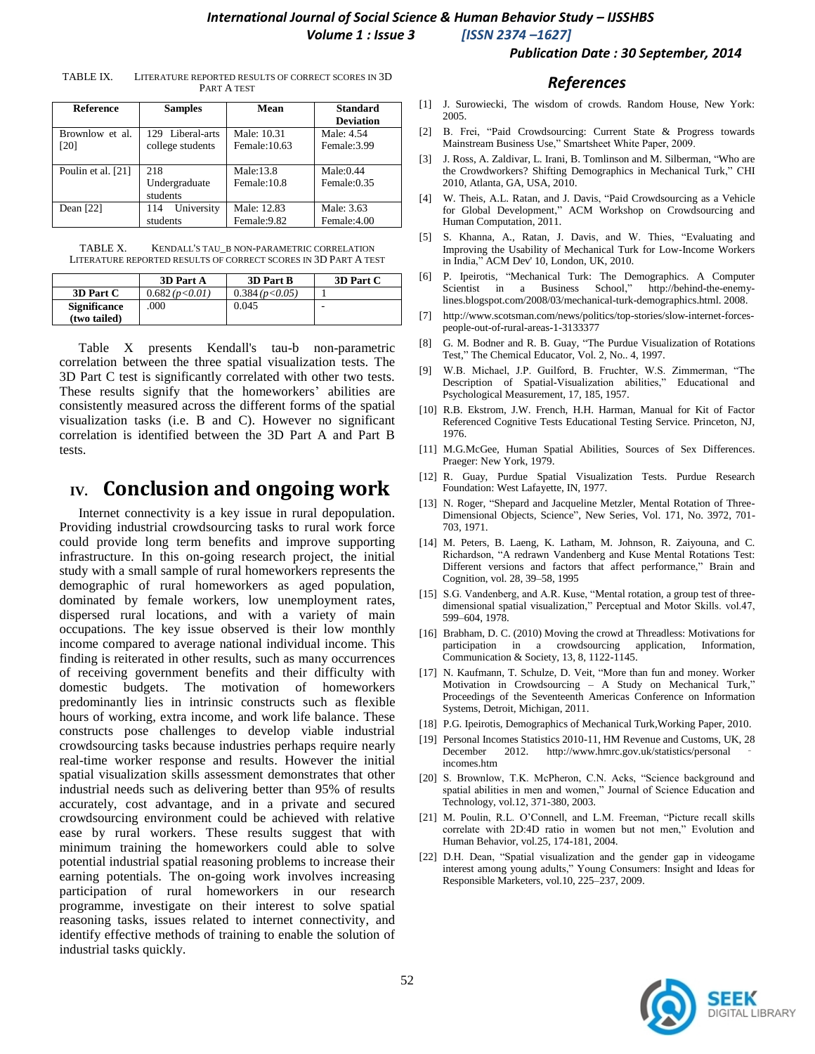TABLE IX. LITERATURE REPORTED RESULTS OF CORRECT SCORES IN 3D PART A TEST

| Reference | Samples | Mean | Standard Deviation |
|---|---|---|---|
| Brownlow et al. [20] | 129 Liberal-arts college students | Male: 10.31 Female:10.63 | Male: 4.54 Female:3.99 |
| Poulin et al. [21] | 218 Undergraduate students | Male:13.8 Female:10.8 | Male:0.44 Female:0.35 |
| Dean [22] | 114 University students | Male: 12.83 Female:9.82 | Male: 3.63 Female:4.00 |

TABLE X. KENDALL'S TAU_B NON-PARAMETRIC CORRELATION LITERATURE REPORTED RESULTS OF CORRECT SCORES IN 3D PART A TEST

| | 3D Part A | 3D Part B | 3D Part C |
|---|---|---|---|
| **3D Part C** | 0.682 ($p<0.01$) | 0.384 ($p<0.05$) | 1 |
| **Significance (two tailed)** | .000 | 0.045 | - |

Table X presents Kendall's tau-b non-parametric correlation between the three spatial visualization tests. The 3D Part C test is significantly correlated with other two tests. These results signify that the homeworkers' abilities are consistently measured across the different forms of the spatial visualization tasks (i.e. B and C). However no significant correlation is identified between the 3D Part A and Part B tests.

## IV. Conclusion and ongoing work

Internet connectivity is a key issue in rural depopulation. Providing industrial crowdsourcing tasks to rural work force could provide long term benefits and improve supporting infrastructure. In this on-going research project, the initial study with a small sample of rural homeworkers represents the demographic of rural homeworkers as aged population, dominated by female workers, low unemployment rates, dispersed rural locations, and with a variety of main occupations. The key issue observed is their low monthly income compared to average national individual income. This finding is reiterated in other results, such as many occurrences of receiving government benefits and their difficulty with domestic budgets. The motivation of homeworkers predominantly lies in intrinsic constructs such as flexible hours of working, extra income, and work life balance. These constructs pose challenges to develop viable industrial crowdsourcing tasks because industries perhaps require nearly real-time worker response and results. However the initial spatial visualization skills assessment demonstrates that other industrial needs such as delivering better than 95% of results accurately, cost advantage, and in a private and secured crowdsourcing environment could be achieved with relative ease by rural workers. These results suggest that with minimum training the homeworkers could able to solve potential industrial spatial reasoning problems to increase their earning potentials. The on-going work involves increasing participation of rural homeworkers in our research programme, investigate on their interest to solve spatial reasoning tasks, issues related to internet connectivity, and identify effective methods of training to enable the solution of industrial tasks quickly.

## References

[1] J. Surowiecki, The wisdom of crowds. Random House, New York: 2005.

[2] B. Frei, "Paid Crowdsourcing: Current State & Progress towards Mainstream Business Use," Smartsheet White Paper, 2009.

[3] J. Ross, A. Zaldivar, L. Irani, B. Tomlinson and M. Silberman, "Who are the Crowdworkers? Shifting Demographics in Mechanical Turk," CHI 2010, Atlanta, GA, USA, 2010.

[4] W. Theis, A.L. Ratan, and J. Davis, "Paid Crowdsourcing as a Vehicle for Global Development," ACM Workshop on Crowdsourcing and Human Computation, 2011.

[5] S. Khanna, A., Ratan, J. Davis, and W. Thies, "Evaluating and Improving the Usability of Mechanical Turk for Low-Income Workers in India," ACM Dev' 10, London, UK, 2010.

[6] P. Ipeirotis, "Mechanical Turk: The Demographics. A Computer Scientist in a Business School," http://behind-the-enemy-lines.blogspot.com/2008/03/mechanical-turk-demographics.html. 2008.

[7] http://www.scotsman.com/news/politics/top-stories/slow-internet-forces-people-out-of-rural-areas-1-3133377

[8] G. M. Bodner and R. B. Guay, "The Purdue Visualization of Rotations Test," The Chemical Educator, Vol. 2, No.. 4, 1997.

[9] W.B. Michael, J.P. Guilford, B. Fruchter, W.S. Zimmerman, "The Description of Spatial-Visualization abilities," Educational and Psychological Measurement, 17, 185, 1957.

[10] R.B. Ekstrom, J.W. French, H.H. Harman, Manual for Kit of Factor Referenced Cognitive Tests Educational Testing Service. Princeton, NJ, 1976.

[11] M.G.McGee, Human Spatial Abilities, Sources of Sex Differences. Praeger: New York, 1979.

[12] R. Guay, Purdue Spatial Visualization Tests. Purdue Research Foundation: West Lafayette, IN, 1977.

[13] N. Roger, "Shepard and Jacqueline Metzler, Mental Rotation of Three-Dimensional Objects, Science", New Series, Vol. 171, No. 3972, 701-703, 1971.

[14] M. Peters, B. Laeng, K. Latham, M. Johnson, R. Zaiyouna, and C. Richardson, "A redrawn Vandenberg and Kuse Mental Rotations Test: Different versions and factors that affect performance," Brain and Cognition, vol. 28, 39–58, 1995

[15] S.G. Vandenberg, and A.R. Kuse, "Mental rotation, a group test of three-dimensional spatial visualization," Perceptual and Motor Skills. vol.47, 599–604, 1978.

[16] Brabham, D. C. (2010) Moving the crowd at Threadless: Motivations for participation in a crowdsourcing application, Information, Communication & Society, 13, 8, 1122-1145.

[17] N. Kaufmann, T. Schulze, D. Veit, "More than fun and money. Worker Motivation in Crowdsourcing – A Study on Mechanical Turk," Proceedings of the Seventeenth Americas Conference on Information Systems, Detroit, Michigan, 2011.

[18] P.G. Ipeirotis, Demographics of Mechanical Turk,Working Paper, 2010.

[19] Personal Incomes Statistics 2010-11, HM Revenue and Customs, UK, 28 December 2012. http://www.hmrc.gov.uk/statistics/personal-incomes.htm

[20] S. Brownlow, T.K. McPheron, C.N. Acks, "Science background and spatial abilities in men and women," Journal of Science Education and Technology, vol.12, 371-380, 2003.

[21] M. Poulin, R.L. O'Connell, and L.M. Freeman, "Picture recall skills correlate with 2D:4D ratio in women but not men," Evolution and Human Behavior, vol.25, 174-181, 2004.

[22] D.H. Dean, "Spatial visualization and the gender gap in videogame interest among young adults," Young Consumers: Insight and Ideas for Responsible Marketers, vol.10, 225–237, 2009.